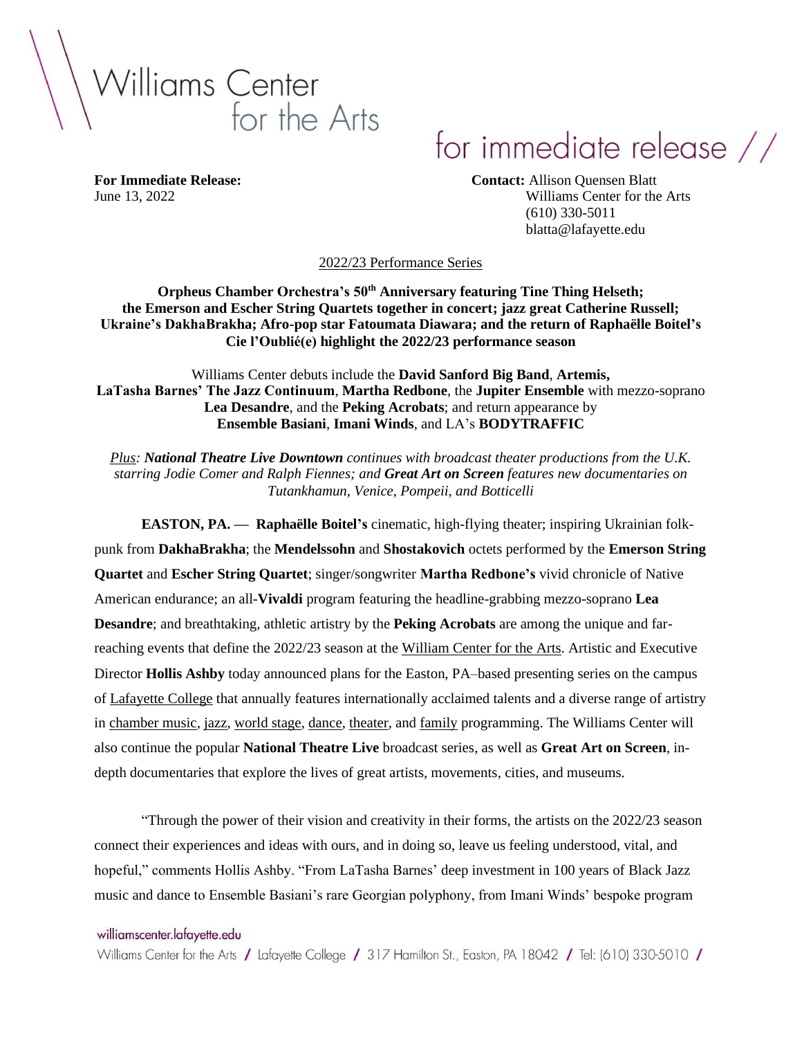Williams Center for the Arts

for immediate release //

**For Immediate Release:**
June 13, 2022

**Contact:** Allison Quensen Blatt
Williams Center for the Arts
(610) 330-5011
blatta@lafayette.edu

2022/23 Performance Series

**Orpheus Chamber Orchestra's 50th Anniversary featuring Tine Thing Helseth; the Emerson and Escher String Quartets together in concert; jazz great Catherine Russell; Ukraine's DakhaBrakha; Afro-pop star Fatoumata Diawara; and the return of Raphaëlle Boitel's Cie l'Oublié(e) highlight the 2022/23 performance season**

Williams Center debuts include the **David Sanford Big Band**, **Artemis,** **LaTasha Barnes' The Jazz Continuum**, **Martha Redbone**, the **Jupiter Ensemble** with mezzo-soprano **Lea Desandre**, and the **Peking Acrobats**; and return appearance by **Ensemble Basiani**, **Imani Winds**, and LA's **BODYTRAFFIC**

*Plus: **National Theatre Live Downtown** continues with broadcast theater productions from the U.K. starring Jodie Comer and Ralph Fiennes; and **Great Art on Screen** features new documentaries on Tutankhamun, Venice, Pompeii, and Botticelli*

**EASTON, PA. — Raphaëlle Boitel's** cinematic, high-flying theater; inspiring Ukrainian folk-punk from **DakhaBrakha**; the **Mendelssohn** and **Shostakovich** octets performed by the **Emerson String Quartet** and **Escher String Quartet**; singer/songwriter **Martha Redbone's** vivid chronicle of Native American endurance; an all-**Vivaldi** program featuring the headline-grabbing mezzo-soprano **Lea Desandre**; and breathtaking, athletic artistry by the **Peking Acrobats** are among the unique and far-reaching events that define the 2022/23 season at the William Center for the Arts. Artistic and Executive Director **Hollis Ashby** today announced plans for the Easton, PA–based presenting series on the campus of Lafayette College that annually features internationally acclaimed talents and a diverse range of artistry in chamber music, jazz, world stage, dance, theater, and family programming. The Williams Center will also continue the popular **National Theatre Live** broadcast series, as well as **Great Art on Screen**, in-depth documentaries that explore the lives of great artists, movements, cities, and museums.

"Through the power of their vision and creativity in their forms, the artists on the 2022/23 season connect their experiences and ideas with ours, and in doing so, leave us feeling understood, vital, and hopeful," comments Hollis Ashby. "From LaTasha Barnes' deep investment in 100 years of Black Jazz music and dance to Ensemble Basiani's rare Georgian polyphony, from Imani Winds' bespoke program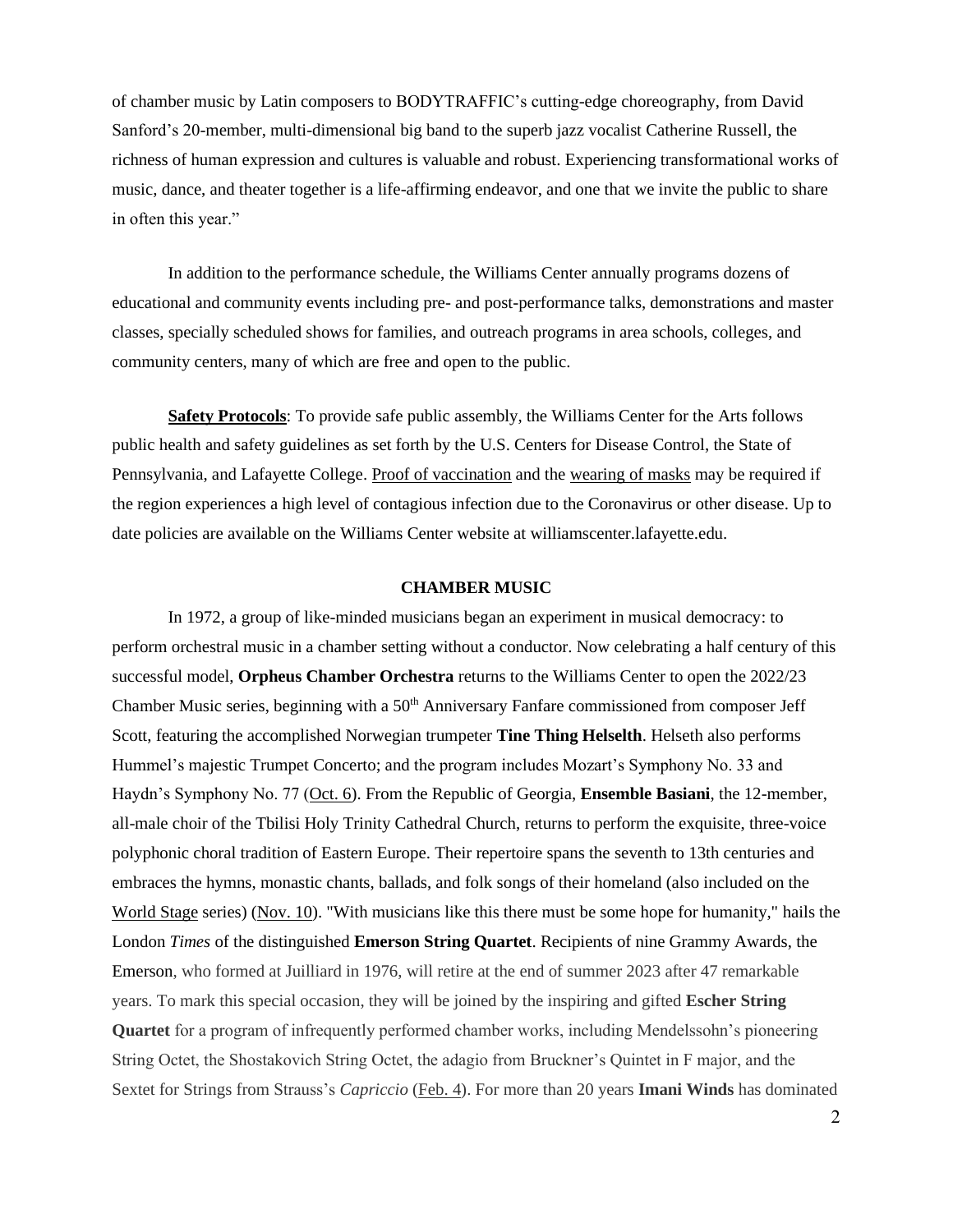of chamber music by Latin composers to BODYTRAFFIC's cutting-edge choreography, from David Sanford's 20-member, multi-dimensional big band to the superb jazz vocalist Catherine Russell, the richness of human expression and cultures is valuable and robust. Experiencing transformational works of music, dance, and theater together is a life-affirming endeavor, and one that we invite the public to share in often this year."

In addition to the performance schedule, the Williams Center annually programs dozens of educational and community events including pre- and post-performance talks, demonstrations and master classes, specially scheduled shows for families, and outreach programs in area schools, colleges, and community centers, many of which are free and open to the public.

**Safety Protocols**: To provide safe public assembly, the Williams Center for the Arts follows public health and safety guidelines as set forth by the U.S. Centers for Disease Control, the State of Pennsylvania, and Lafayette College. Proof of vaccination and the wearing of masks may be required if the region experiences a high level of contagious infection due to the Coronavirus or other disease. Up to date policies are available on the Williams Center website at williamscenter.lafayette.edu.

## CHAMBER MUSIC

In 1972, a group of like-minded musicians began an experiment in musical democracy: to perform orchestral music in a chamber setting without a conductor. Now celebrating a half century of this successful model, **Orpheus Chamber Orchestra** returns to the Williams Center to open the 2022/23 Chamber Music series, beginning with a 50th Anniversary Fanfare commissioned from composer Jeff Scott, featuring the accomplished Norwegian trumpeter **Tine Thing Helselth**. Helseth also performs Hummel's majestic Trumpet Concerto; and the program includes Mozart's Symphony No. 33 and Haydn's Symphony No. 77 (Oct. 6). From the Republic of Georgia, **Ensemble Basiani**, the 12-member, all-male choir of the Tbilisi Holy Trinity Cathedral Church, returns to perform the exquisite, three-voice polyphonic choral tradition of Eastern Europe. Their repertoire spans the seventh to 13th centuries and embraces the hymns, monastic chants, ballads, and folk songs of their homeland (also included on the World Stage series) (Nov. 10). "With musicians like this there must be some hope for humanity," hails the London *Times* of the distinguished **Emerson String Quartet**. Recipients of nine Grammy Awards, the Emerson, who formed at Juilliard in 1976, will retire at the end of summer 2023 after 47 remarkable years. To mark this special occasion, they will be joined by the inspiring and gifted **Escher String Quartet** for a program of infrequently performed chamber works, including Mendelssohn's pioneering String Octet, the Shostakovich String Octet, the adagio from Bruckner's Quintet in F major, and the Sextet for Strings from Strauss's *Capriccio* (Feb. 4). For more than 20 years **Imani Winds** has dominated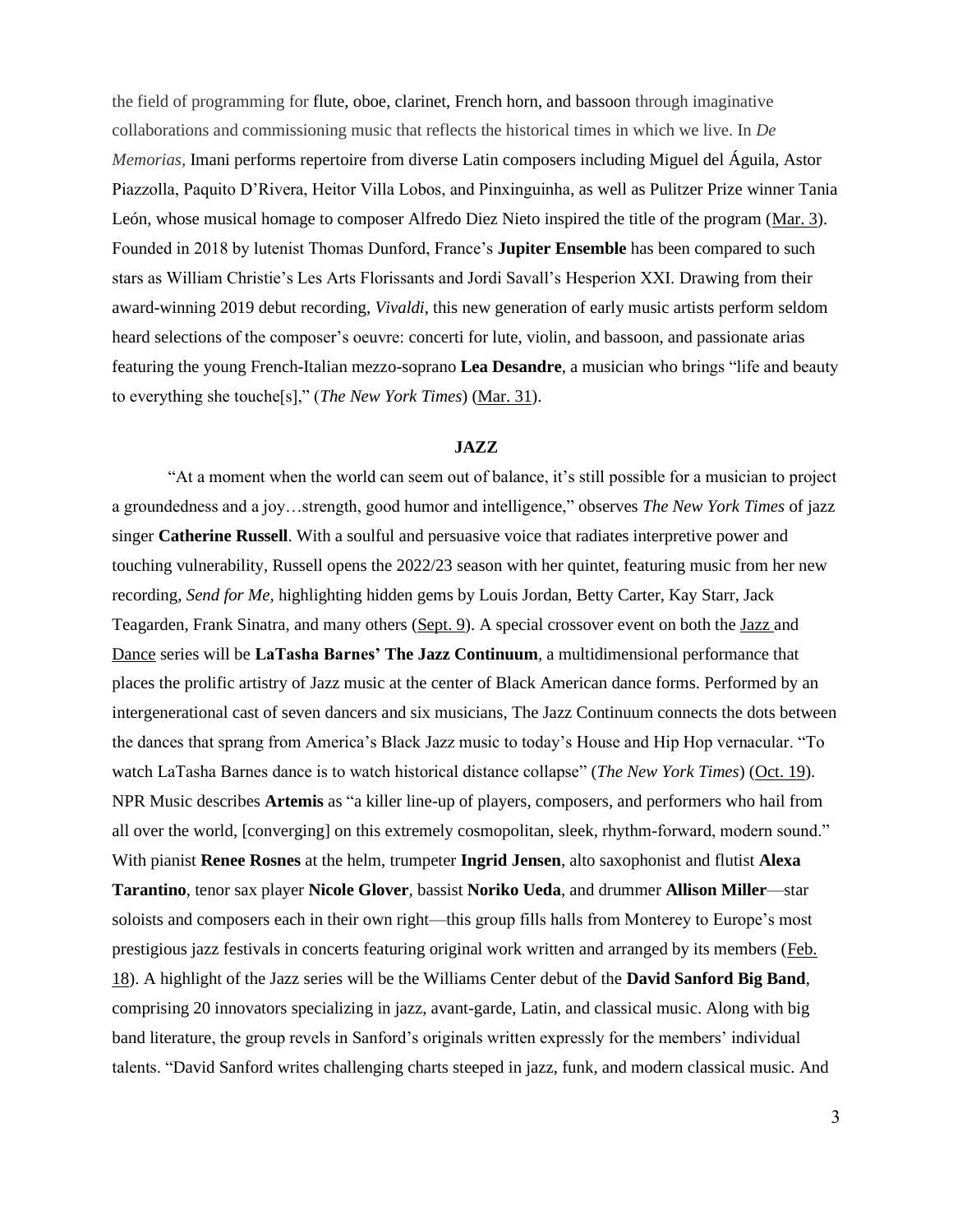the field of programming for flute, oboe, clarinet, French horn, and bassoon through imaginative collaborations and commissioning music that reflects the historical times in which we live. In *De Memorias,* Imani performs repertoire from diverse Latin composers including Miguel del Águila, Astor Piazzolla, Paquito D'Rivera, Heitor Villa Lobos, and Pinxinguinha, as well as Pulitzer Prize winner Tania León, whose musical homage to composer Alfredo Diez Nieto inspired the title of the program (Mar. 3). Founded in 2018 by lutenist Thomas Dunford, France's **Jupiter Ensemble** has been compared to such stars as William Christie's Les Arts Florissants and Jordi Savall's Hesperion XXI. Drawing from their award-winning 2019 debut recording, *Vivaldi*, this new generation of early music artists perform seldom heard selections of the composer's oeuvre: concerti for lute, violin, and bassoon, and passionate arias featuring the young French-Italian mezzo-soprano **Lea Desandre**, a musician who brings "life and beauty to everything she touche[s]," (*The New York Times*) (Mar. 31).

## JAZZ

"At a moment when the world can seem out of balance, it's still possible for a musician to project a groundedness and a joy…strength, good humor and intelligence," observes *The New York Times* of jazz singer **Catherine Russell**. With a soulful and persuasive voice that radiates interpretive power and touching vulnerability, Russell opens the 2022/23 season with her quintet, featuring music from her new recording, *Send for Me,* highlighting hidden gems by Louis Jordan, Betty Carter, Kay Starr, Jack Teagarden, Frank Sinatra, and many others (Sept. 9). A special crossover event on both the Jazz and Dance series will be **LaTasha Barnes' The Jazz Continuum**, a multidimensional performance that places the prolific artistry of Jazz music at the center of Black American dance forms. Performed by an intergenerational cast of seven dancers and six musicians, The Jazz Continuum connects the dots between the dances that sprang from America's Black Jazz music to today's House and Hip Hop vernacular. "To watch LaTasha Barnes dance is to watch historical distance collapse" (*The New York Times*) (Oct. 19). NPR Music describes **Artemis** as "a killer line-up of players, composers, and performers who hail from all over the world, [converging] on this extremely cosmopolitan, sleek, rhythm-forward, modern sound." With pianist **Renee Rosnes** at the helm, trumpeter **Ingrid Jensen**, alto saxophonist and flutist **Alexa Tarantino**, tenor sax player **Nicole Glover**, bassist **Noriko Ueda**, and drummer **Allison Miller**—star soloists and composers each in their own right—this group fills halls from Monterey to Europe's most prestigious jazz festivals in concerts featuring original work written and arranged by its members (Feb. 18). A highlight of the Jazz series will be the Williams Center debut of the **David Sanford Big Band**, comprising 20 innovators specializing in jazz, avant-garde, Latin, and classical music. Along with big band literature, the group revels in Sanford's originals written expressly for the members' individual talents. "David Sanford writes challenging charts steeped in jazz, funk, and modern classical music. And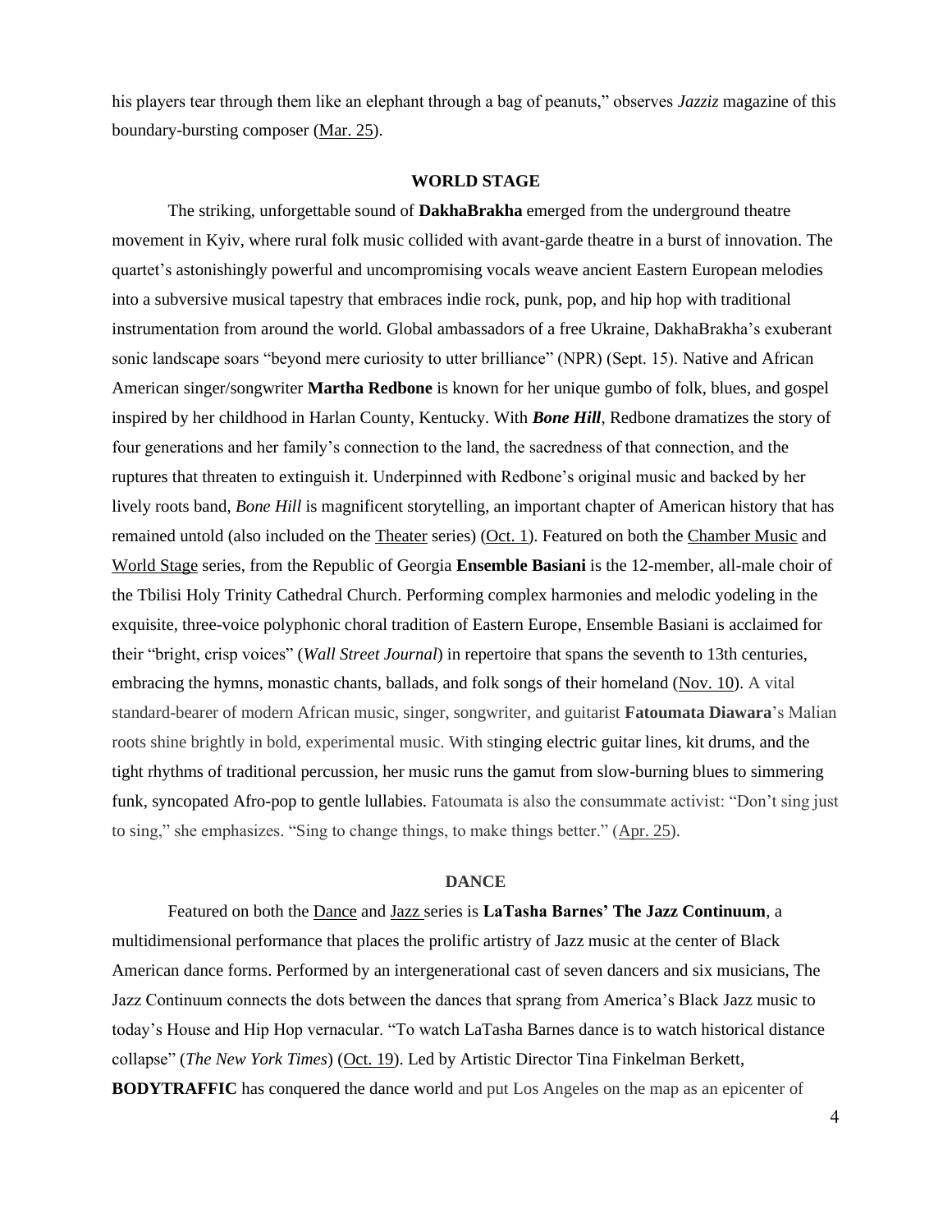his players tear through them like an elephant through a bag of peanuts," observes *Jazziz* magazine of this boundary-bursting composer (Mar. 25).

## WORLD STAGE

The striking, unforgettable sound of **DakhaBrakha** emerged from the underground theatre movement in Kyiv, where rural folk music collided with avant-garde theatre in a burst of innovation. The quartet's astonishingly powerful and uncompromising vocals weave ancient Eastern European melodies into a subversive musical tapestry that embraces indie rock, punk, pop, and hip hop with traditional instrumentation from around the world. Global ambassadors of a free Ukraine, DakhaBrakha's exuberant sonic landscape soars "beyond mere curiosity to utter brilliance" (NPR) (Sept. 15). Native and African American singer/songwriter **Martha Redbone** is known for her unique gumbo of folk, blues, and gospel inspired by her childhood in Harlan County, Kentucky. With ***Bone Hill***, Redbone dramatizes the story of four generations and her family's connection to the land, the sacredness of that connection, and the ruptures that threaten to extinguish it. Underpinned with Redbone's original music and backed by her lively roots band, *Bone Hill* is magnificent storytelling, an important chapter of American history that has remained untold (also included on the Theater series) (Oct. 1). Featured on both the Chamber Music and World Stage series, from the Republic of Georgia **Ensemble Basiani** is the 12-member, all-male choir of the Tbilisi Holy Trinity Cathedral Church. Performing complex harmonies and melodic yodeling in the exquisite, three-voice polyphonic choral tradition of Eastern Europe, Ensemble Basiani is acclaimed for their "bright, crisp voices" (*Wall Street Journal*) in repertoire that spans the seventh to 13th centuries, embracing the hymns, monastic chants, ballads, and folk songs of their homeland (Nov. 10). A vital standard-bearer of modern African music, singer, songwriter, and guitarist **Fatoumata Diawara**'s Malian roots shine brightly in bold, experimental music. With stinging electric guitar lines, kit drums, and the tight rhythms of traditional percussion, her music runs the gamut from slow-burning blues to simmering funk, syncopated Afro-pop to gentle lullabies. Fatoumata is also the consummate activist: "Don't sing just to sing," she emphasizes. "Sing to change things, to make things better." (Apr. 25).

## DANCE

Featured on both the Dance and Jazz series is **LaTasha Barnes' The Jazz Continuum**, a multidimensional performance that places the prolific artistry of Jazz music at the center of Black American dance forms. Performed by an intergenerational cast of seven dancers and six musicians, The Jazz Continuum connects the dots between the dances that sprang from America's Black Jazz music to today's House and Hip Hop vernacular. "To watch LaTasha Barnes dance is to watch historical distance collapse" (*The New York Times*) (Oct. 19). Led by Artistic Director Tina Finkelman Berkett, **BODYTRAFFIC** has conquered the dance world and put Los Angeles on the map as an epicenter of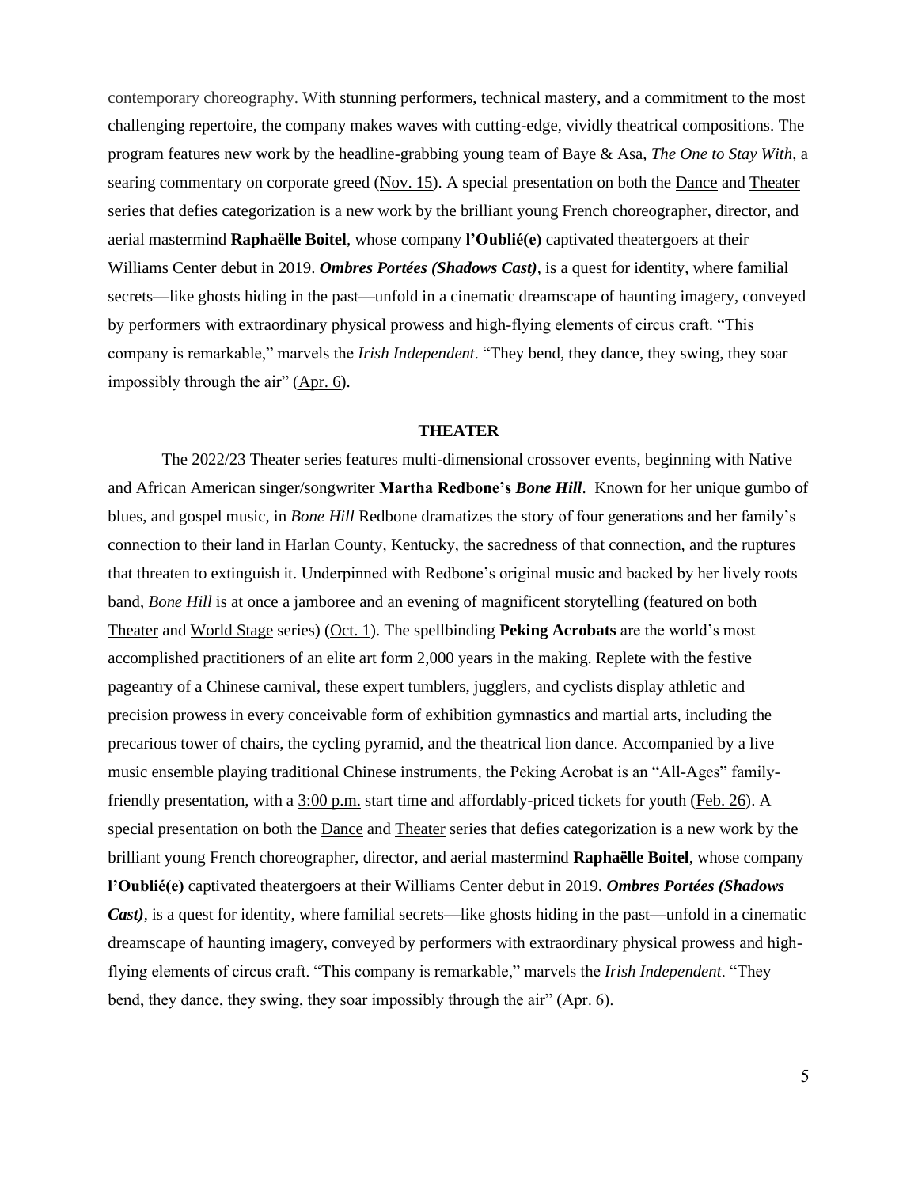contemporary choreography. With stunning performers, technical mastery, and a commitment to the most challenging repertoire, the company makes waves with cutting-edge, vividly theatrical compositions. The program features new work by the headline-grabbing young team of Baye & Asa, *The One to Stay With*, a searing commentary on corporate greed (Nov. 15). A special presentation on both the Dance and Theater series that defies categorization is a new work by the brilliant young French choreographer, director, and aerial mastermind **Raphaëlle Boitel**, whose company **l'Oublié(e)** captivated theatergoers at their Williams Center debut in 2019. ***Ombres Portées (Shadows Cast)***, is a quest for identity, where familial secrets—like ghosts hiding in the past—unfold in a cinematic dreamscape of haunting imagery, conveyed by performers with extraordinary physical prowess and high-flying elements of circus craft. "This company is remarkable," marvels the *Irish Independent*. "They bend, they dance, they swing, they soar impossibly through the air" (Apr. 6).

## THEATER

The 2022/23 Theater series features multi-dimensional crossover events, beginning with Native and African American singer/songwriter **Martha Redbone's *Bone Hill***. Known for her unique gumbo of blues, and gospel music, in *Bone Hill* Redbone dramatizes the story of four generations and her family's connection to their land in Harlan County, Kentucky, the sacredness of that connection, and the ruptures that threaten to extinguish it. Underpinned with Redbone's original music and backed by her lively roots band, *Bone Hill* is at once a jamboree and an evening of magnificent storytelling (featured on both Theater and World Stage series) (Oct. 1). The spellbinding **Peking Acrobats** are the world's most accomplished practitioners of an elite art form 2,000 years in the making. Replete with the festive pageantry of a Chinese carnival, these expert tumblers, jugglers, and cyclists display athletic and precision prowess in every conceivable form of exhibition gymnastics and martial arts, including the precarious tower of chairs, the cycling pyramid, and the theatrical lion dance. Accompanied by a live music ensemble playing traditional Chinese instruments, the Peking Acrobat is an "All-Ages" family-friendly presentation, with a 3:00 p.m. start time and affordably-priced tickets for youth (Feb. 26). A special presentation on both the Dance and Theater series that defies categorization is a new work by the brilliant young French choreographer, director, and aerial mastermind **Raphaëlle Boitel**, whose company **l'Oublié(e)** captivated theatergoers at their Williams Center debut in 2019. ***Ombres Portées (Shadows Cast)***, is a quest for identity, where familial secrets—like ghosts hiding in the past—unfold in a cinematic dreamscape of haunting imagery, conveyed by performers with extraordinary physical prowess and high-flying elements of circus craft. "This company is remarkable," marvels the *Irish Independent*. "They bend, they dance, they swing, they soar impossibly through the air" (Apr. 6).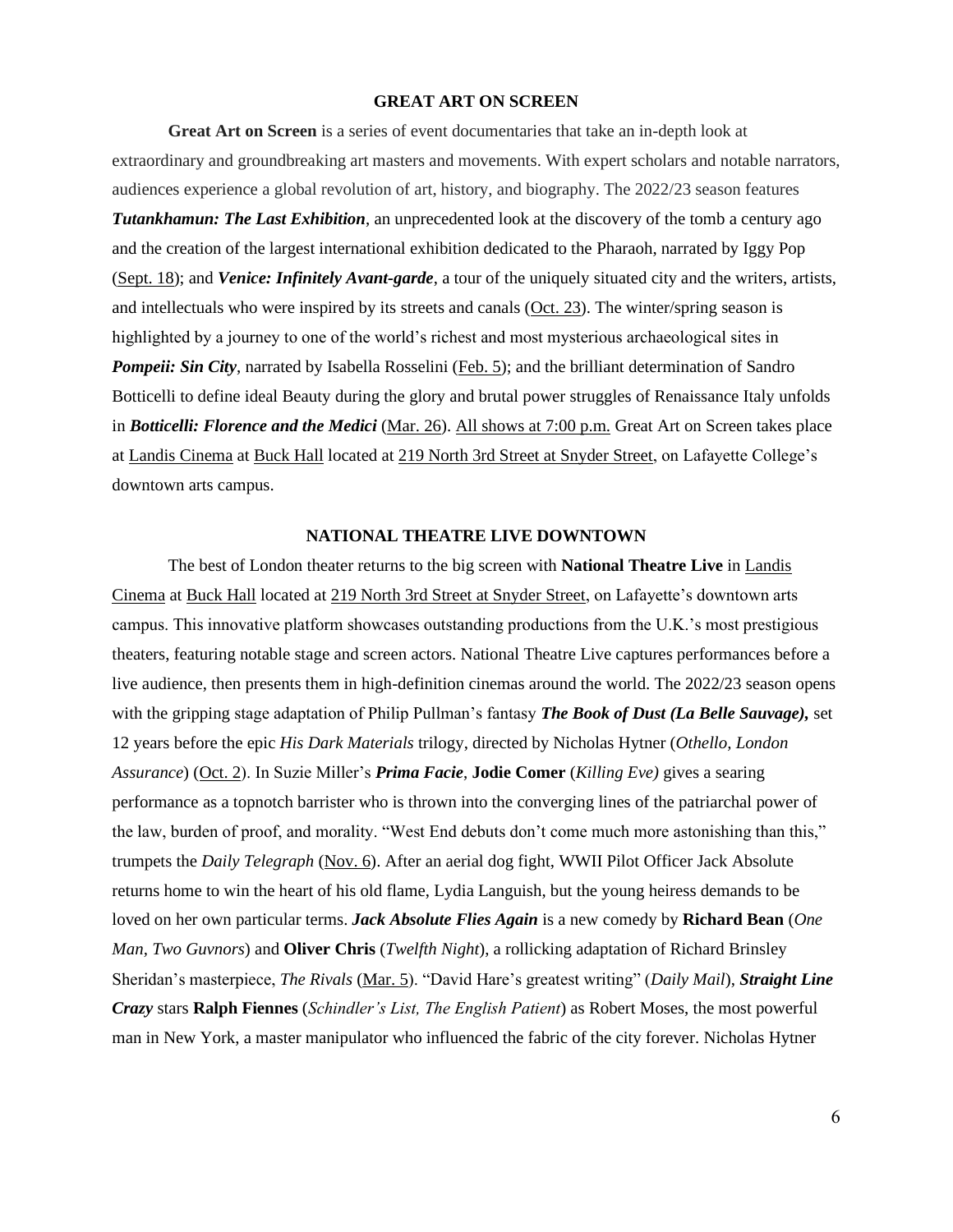## GREAT ART ON SCREEN

**Great Art on Screen** is a series of event documentaries that take an in-depth look at extraordinary and groundbreaking art masters and movements. With expert scholars and notable narrators, audiences experience a global revolution of art, history, and biography. The 2022/23 season features ***Tutankhamun: The Last Exhibition***, an unprecedented look at the discovery of the tomb a century ago and the creation of the largest international exhibition dedicated to the Pharaoh, narrated by Iggy Pop (Sept. 18); and ***Venice: Infinitely Avant-garde***, a tour of the uniquely situated city and the writers, artists, and intellectuals who were inspired by its streets and canals (Oct. 23). The winter/spring season is highlighted by a journey to one of the world's richest and most mysterious archaeological sites in ***Pompeii: Sin City***, narrated by Isabella Rosselini (Feb. 5); and the brilliant determination of Sandro Botticelli to define ideal Beauty during the glory and brutal power struggles of Renaissance Italy unfolds in ***Botticelli: Florence and the Medici*** (Mar. 26). All shows at 7:00 p.m. Great Art on Screen takes place at Landis Cinema at Buck Hall located at 219 North 3rd Street at Snyder Street, on Lafayette College's downtown arts campus.

## NATIONAL THEATRE LIVE DOWNTOWN

The best of London theater returns to the big screen with **National Theatre Live** in Landis Cinema at Buck Hall located at 219 North 3rd Street at Snyder Street, on Lafayette's downtown arts campus. This innovative platform showcases outstanding productions from the U.K.'s most prestigious theaters, featuring notable stage and screen actors. National Theatre Live captures performances before a live audience, then presents them in high-definition cinemas around the world. The 2022/23 season opens with the gripping stage adaptation of Philip Pullman's fantasy ***The Book of Dust (La Belle Sauvage),*** set 12 years before the epic *His Dark Materials* trilogy, directed by Nicholas Hytner (*Othello, London Assurance*) (Oct. 2). In Suzie Miller's ***Prima Facie***, **Jodie Comer** (*Killing Eve)* gives a searing performance as a topnotch barrister who is thrown into the converging lines of the patriarchal power of the law, burden of proof, and morality. "West End debuts don't come much more astonishing than this," trumpets the *Daily Telegraph* (Nov. 6). After an aerial dog fight, WWII Pilot Officer Jack Absolute returns home to win the heart of his old flame, Lydia Languish, but the young heiress demands to be loved on her own particular terms. ***Jack Absolute Flies Again*** is a new comedy by **Richard Bean** (*One Man, Two Guvnors*) and **Oliver Chris** (*Twelfth Night*), a rollicking adaptation of Richard Brinsley Sheridan's masterpiece, *The Rivals* (Mar. 5). "David Hare's greatest writing" (*Daily Mail*), ***Straight Line Crazy*** stars **Ralph Fiennes** (*Schindler's List, The English Patient*) as Robert Moses, the most powerful man in New York, a master manipulator who influenced the fabric of the city forever. Nicholas Hytner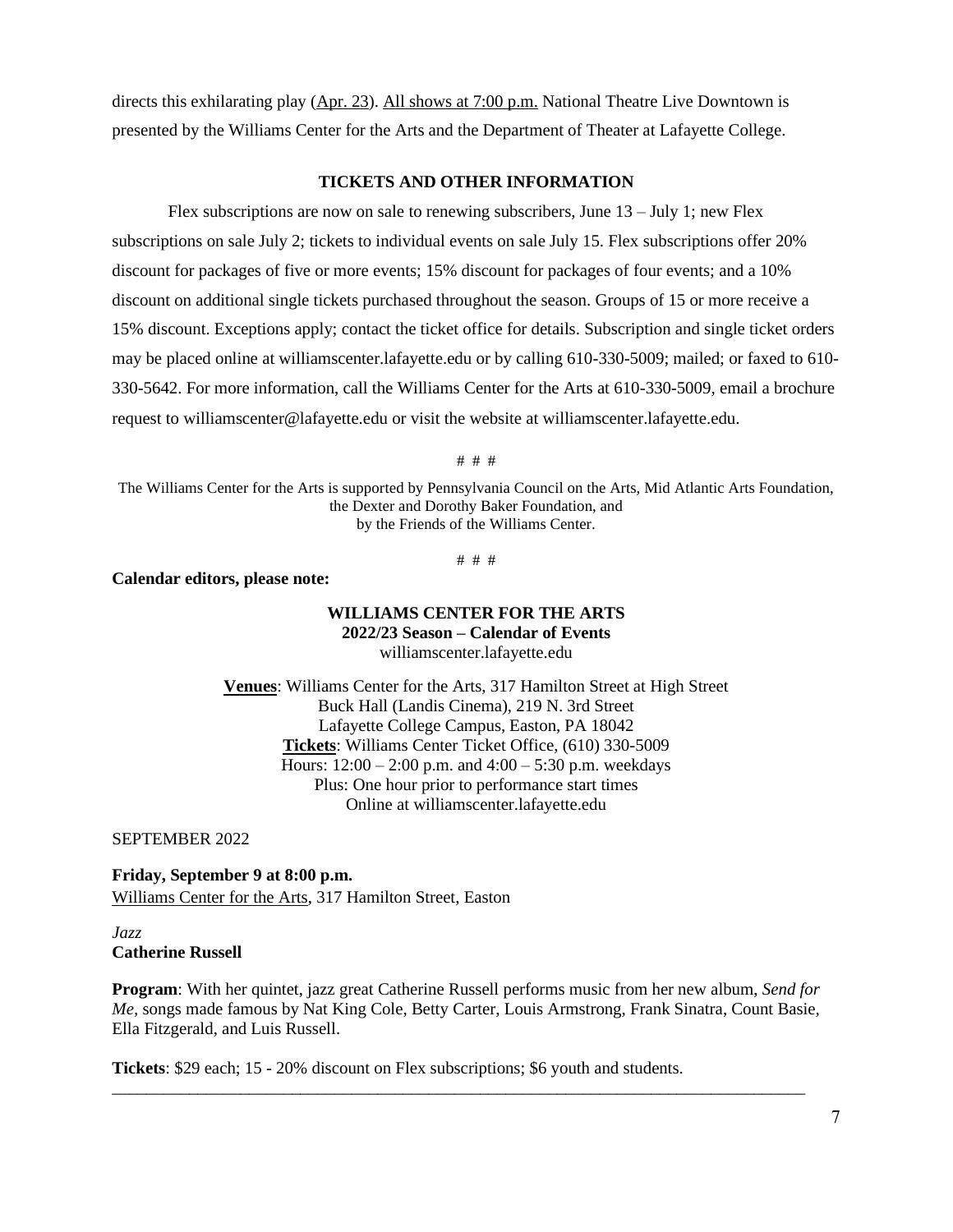directs this exhilarating play (Apr. 23). All shows at 7:00 p.m. National Theatre Live Downtown is presented by the Williams Center for the Arts and the Department of Theater at Lafayette College.

## TICKETS AND OTHER INFORMATION

Flex subscriptions are now on sale to renewing subscribers, June 13 – July 1; new Flex subscriptions on sale July 2; tickets to individual events on sale July 15. Flex subscriptions offer 20% discount for packages of five or more events; 15% discount for packages of four events; and a 10% discount on additional single tickets purchased throughout the season. Groups of 15 or more receive a 15% discount. Exceptions apply; contact the ticket office for details. Subscription and single ticket orders may be placed online at williamscenter.lafayette.edu or by calling 610-330-5009; mailed; or faxed to 610-330-5642. For more information, call the Williams Center for the Arts at 610-330-5009, email a brochure request to williamscenter@lafayette.edu or visit the website at williamscenter.lafayette.edu.

# # #

The Williams Center for the Arts is supported by Pennsylvania Council on the Arts, Mid Atlantic Arts Foundation, the Dexter and Dorothy Baker Foundation, and by the Friends of the Williams Center.

# # #

**Calendar editors, please note:**

**WILLIAMS CENTER FOR THE ARTS**
**2022/23 Season – Calendar of Events**
williamscenter.lafayette.edu

**Venues**: Williams Center for the Arts, 317 Hamilton Street at High Street
Buck Hall (Landis Cinema), 219 N. 3rd Street
Lafayette College Campus, Easton, PA 18042
**Tickets**: Williams Center Ticket Office, (610) 330-5009
Hours: 12:00 – 2:00 p.m. and 4:00 – 5:30 p.m. weekdays
Plus: One hour prior to performance start times
Online at williamscenter.lafayette.edu

SEPTEMBER 2022

**Friday, September 9 at 8:00 p.m.**
Williams Center for the Arts, 317 Hamilton Street, Easton

*Jazz*
**Catherine Russell**

**Program**: With her quintet, jazz great Catherine Russell performs music from her new album, *Send for Me*, songs made famous by Nat King Cole, Betty Carter, Louis Armstrong, Frank Sinatra, Count Basie, Ella Fitzgerald, and Luis Russell.

**Tickets**: $29 each; 15 - 20% discount on Flex subscriptions; $6 youth and students.

---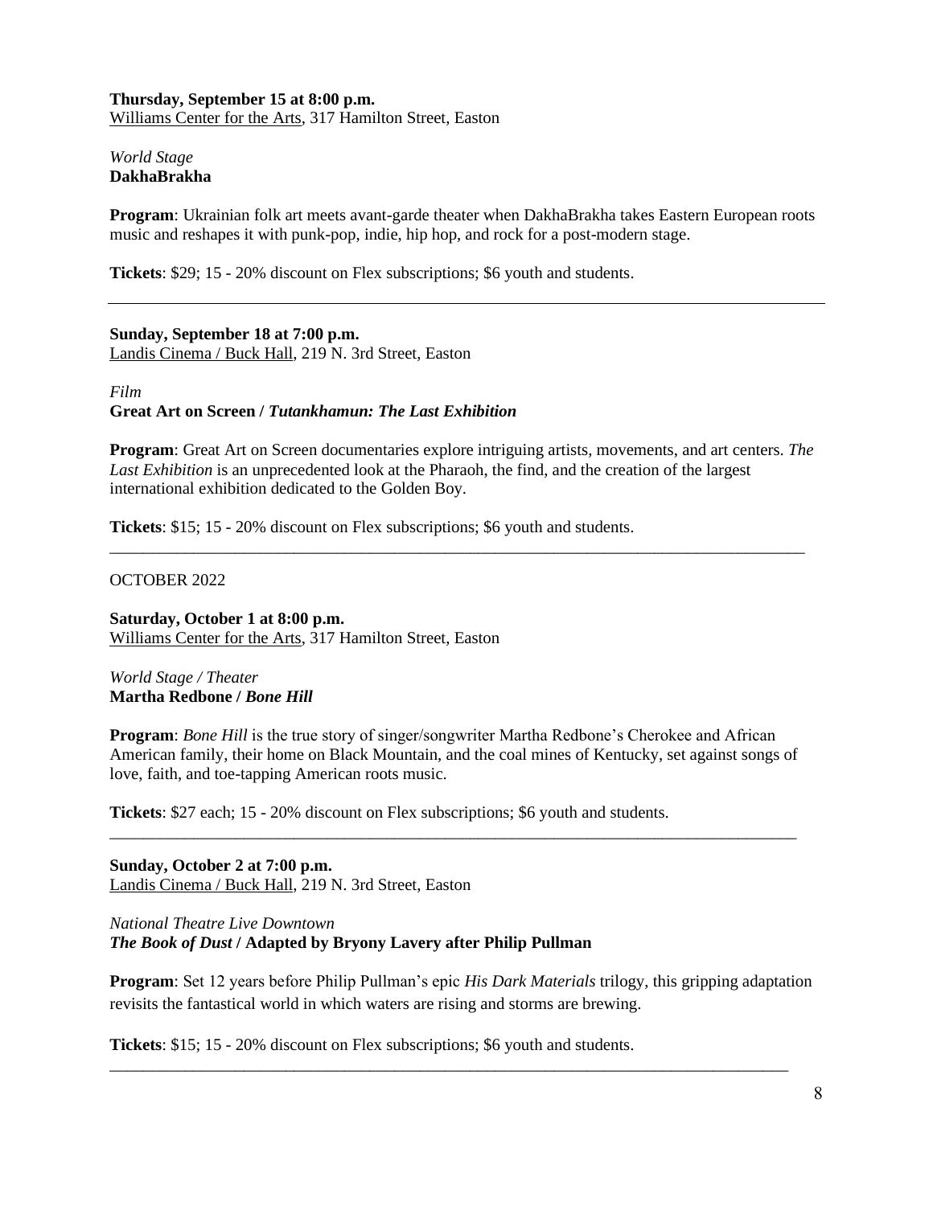**Thursday, September 15 at 8:00 p.m.**
Williams Center for the Arts, 317 Hamilton Street, Easton

*World Stage*
**DakhaBrakha**

**Program**: Ukrainian folk art meets avant-garde theater when DakhaBrakha takes Eastern European roots music and reshapes it with punk-pop, indie, hip hop, and rock for a post-modern stage.

**Tickets**: $29; 15 - 20% discount on Flex subscriptions; $6 youth and students.

---

**Sunday, September 18 at 7:00 p.m.**
Landis Cinema / Buck Hall, 219 N. 3rd Street, Easton

*Film*
**Great Art on Screen /** ***Tutankhamun: The Last Exhibition***

**Program**: Great Art on Screen documentaries explore intriguing artists, movements, and art centers. *The Last Exhibition* is an unprecedented look at the Pharaoh, the find, and the creation of the largest international exhibition dedicated to the Golden Boy.

**Tickets**: $15; 15 - 20% discount on Flex subscriptions; $6 youth and students.

---

OCTOBER 2022

**Saturday, October 1 at 8:00 p.m.**
Williams Center for the Arts, 317 Hamilton Street, Easton

*World Stage / Theater*
**Martha Redbone /** ***Bone Hill***

**Program**: *Bone Hill* is the true story of singer/songwriter Martha Redbone's Cherokee and African American family, their home on Black Mountain, and the coal mines of Kentucky, set against songs of love, faith, and toe-tapping American roots music.

**Tickets**: $27 each; 15 - 20% discount on Flex subscriptions; $6 youth and students.

---

**Sunday, October 2 at 7:00 p.m.**
Landis Cinema / Buck Hall, 219 N. 3rd Street, Easton

*National Theatre Live Downtown*
***The Book of Dust*** **/ Adapted by Bryony Lavery after Philip Pullman**

**Program**: Set 12 years before Philip Pullman's epic *His Dark Materials* trilogy, this gripping adaptation revisits the fantastical world in which waters are rising and storms are brewing.

**Tickets**: $15; 15 - 20% discount on Flex subscriptions; $6 youth and students.

---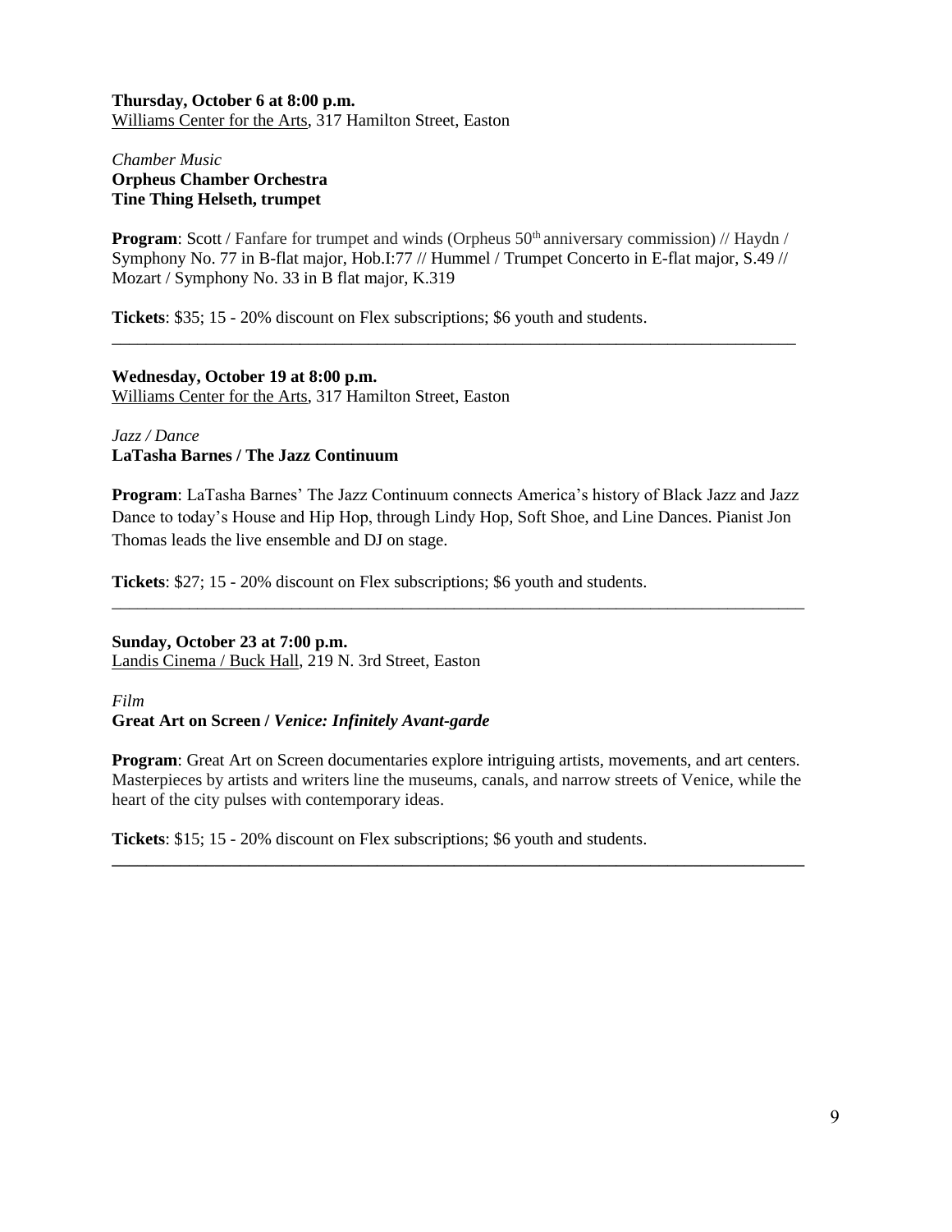**Thursday, October 6 at 8:00 p.m.**
Williams Center for the Arts, 317 Hamilton Street, Easton

*Chamber Music*
**Orpheus Chamber Orchestra**
**Tine Thing Helseth, trumpet**

**Program**: Scott / Fanfare for trumpet and winds (Orpheus 50th anniversary commission) // Haydn / Symphony No. 77 in B-flat major, Hob.I:77 // Hummel / Trumpet Concerto in E-flat major, S.49 // Mozart / Symphony No. 33 in B flat major, K.319

**Tickets**: $35; 15 - 20% discount on Flex subscriptions; $6 youth and students.

---

**Wednesday, October 19 at 8:00 p.m.**
Williams Center for the Arts, 317 Hamilton Street, Easton

*Jazz / Dance*
**LaTasha Barnes / The Jazz Continuum**

**Program**: LaTasha Barnes' The Jazz Continuum connects America's history of Black Jazz and Jazz Dance to today's House and Hip Hop, through Lindy Hop, Soft Shoe, and Line Dances. Pianist Jon Thomas leads the live ensemble and DJ on stage.

**Tickets**: $27; 15 - 20% discount on Flex subscriptions; $6 youth and students.

---

**Sunday, October 23 at 7:00 p.m.**
Landis Cinema / Buck Hall, 219 N. 3rd Street, Easton

*Film*
**Great Art on Screen / *Venice: Infinitely Avant-garde***

**Program**: Great Art on Screen documentaries explore intriguing artists, movements, and art centers. Masterpieces by artists and writers line the museums, canals, and narrow streets of Venice, while the heart of the city pulses with contemporary ideas.

**Tickets**: $15; 15 - 20% discount on Flex subscriptions; $6 youth and students.

---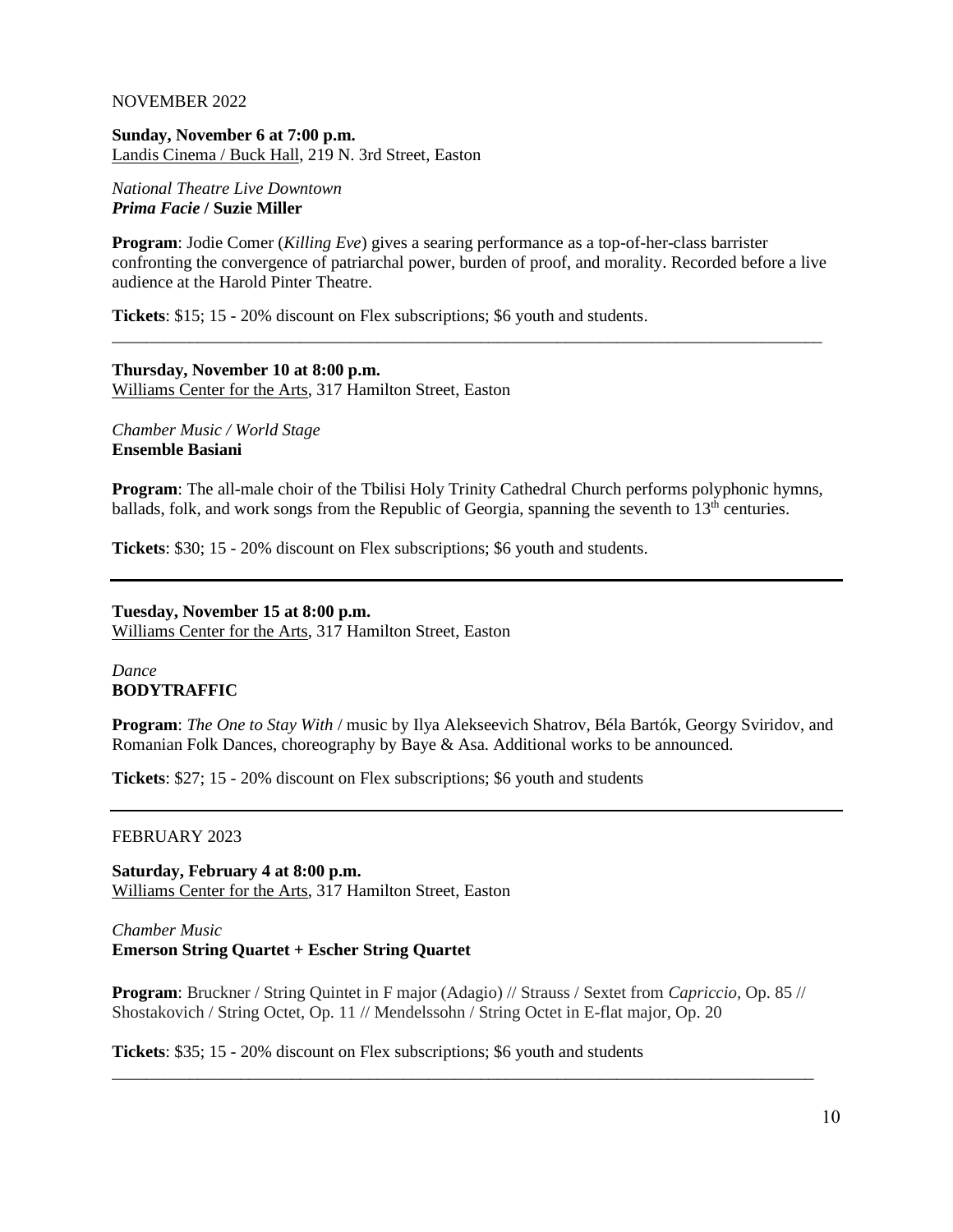NOVEMBER 2022

**Sunday, November 6 at 7:00 p.m.**
Landis Cinema / Buck Hall, 219 N. 3rd Street, Easton

*National Theatre Live Downtown*
***Prima Facie* / Suzie Miller**

**Program**: Jodie Comer (*Killing Eve*) gives a searing performance as a top-of-her-class barrister confronting the convergence of patriarchal power, burden of proof, and morality. Recorded before a live audience at the Harold Pinter Theatre.

**Tickets**: $15; 15 - 20% discount on Flex subscriptions; $6 youth and students.

---

**Thursday, November 10 at 8:00 p.m.**
Williams Center for the Arts, 317 Hamilton Street, Easton

*Chamber Music / World Stage*
**Ensemble Basiani**

**Program**: The all-male choir of the Tbilisi Holy Trinity Cathedral Church performs polyphonic hymns, ballads, folk, and work songs from the Republic of Georgia, spanning the seventh to 13th centuries.

**Tickets**: $30; 15 - 20% discount on Flex subscriptions; $6 youth and students.

---

**Tuesday, November 15 at 8:00 p.m.**
Williams Center for the Arts, 317 Hamilton Street, Easton

*Dance*
**BODYTRAFFIC**

**Program**: *The One to Stay With* / music by Ilya Alekseevich Shatrov, Béla Bartók, Georgy Sviridov, and Romanian Folk Dances, choreography by Baye & Asa. Additional works to be announced.

**Tickets**: $27; 15 - 20% discount on Flex subscriptions; $6 youth and students

---

FEBRUARY 2023

**Saturday, February 4 at 8:00 p.m.**
Williams Center for the Arts, 317 Hamilton Street, Easton

*Chamber Music*
**Emerson String Quartet + Escher String Quartet**

**Program**: Bruckner / String Quintet in F major (Adagio) // Strauss / Sextet from *Capriccio*, Op. 85 // Shostakovich / String Octet, Op. 11 // Mendelssohn / String Octet in E-flat major, Op. 20

**Tickets**: $35; 15 - 20% discount on Flex subscriptions; $6 youth and students

---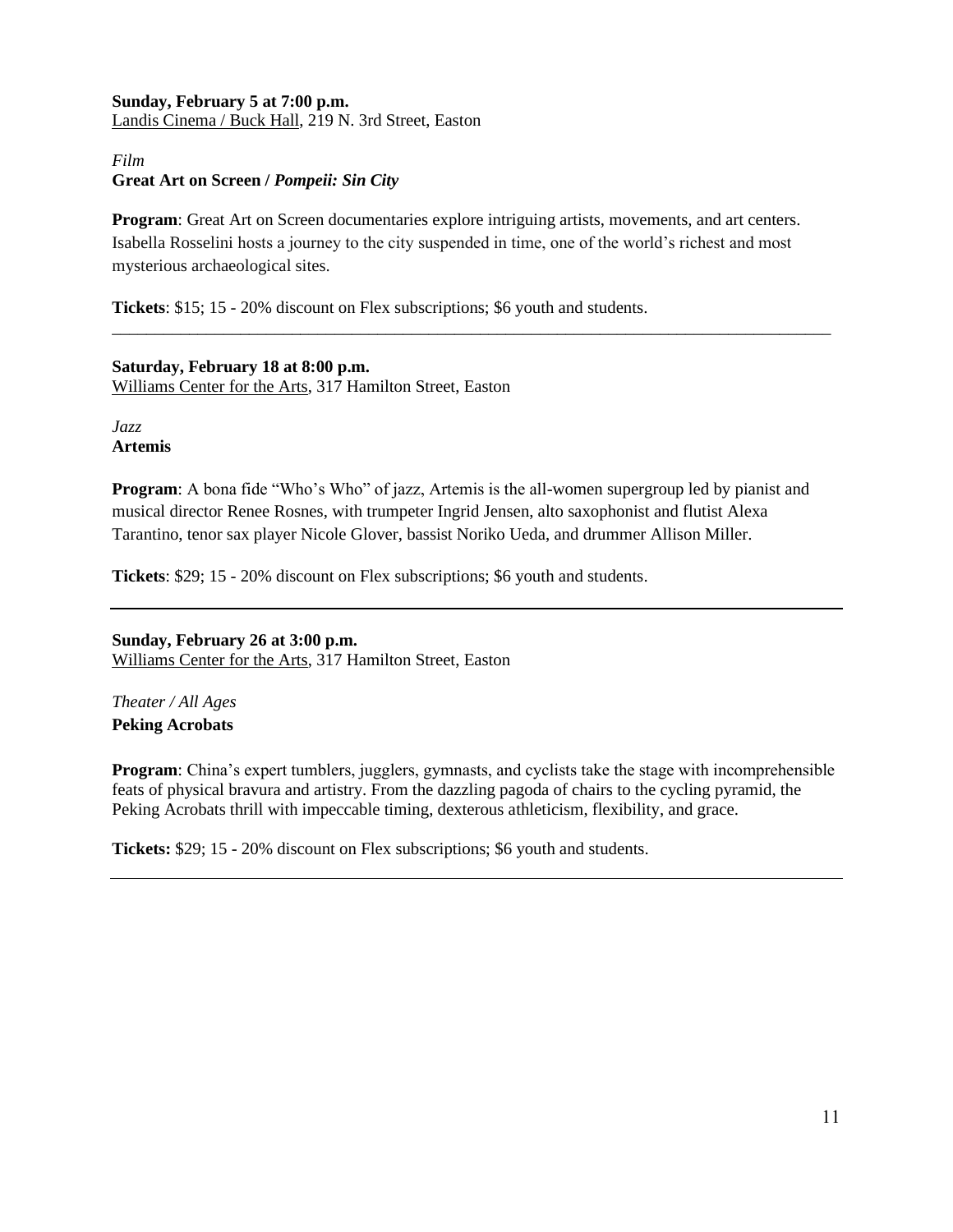**Sunday, February 5 at 7:00 p.m.**
Landis Cinema / Buck Hall, 219 N. 3rd Street, Easton

*Film*
**Great Art on Screen /** ***Pompeii: Sin City***

**Program**: Great Art on Screen documentaries explore intriguing artists, movements, and art centers. Isabella Rosselini hosts a journey to the city suspended in time, one of the world's richest and most mysterious archaeological sites.

**Tickets**: $15; 15 - 20% discount on Flex subscriptions; $6 youth and students.

---

**Saturday, February 18 at 8:00 p.m.**
Williams Center for the Arts, 317 Hamilton Street, Easton

*Jazz*
**Artemis**

**Program**: A bona fide "Who's Who" of jazz, Artemis is the all-women supergroup led by pianist and musical director Renee Rosnes, with trumpeter Ingrid Jensen, alto saxophonist and flutist Alexa Tarantino, tenor sax player Nicole Glover, bassist Noriko Ueda, and drummer Allison Miller.

**Tickets**: $29; 15 - 20% discount on Flex subscriptions; $6 youth and students.

---

**Sunday, February 26 at 3:00 p.m.**
Williams Center for the Arts, 317 Hamilton Street, Easton

*Theater / All Ages*
**Peking Acrobats**

**Program**: China's expert tumblers, jugglers, gymnasts, and cyclists take the stage with incomprehensible feats of physical bravura and artistry. From the dazzling pagoda of chairs to the cycling pyramid, the Peking Acrobats thrill with impeccable timing, dexterous athleticism, flexibility, and grace.

**Tickets:** $29; 15 - 20% discount on Flex subscriptions; $6 youth and students.

---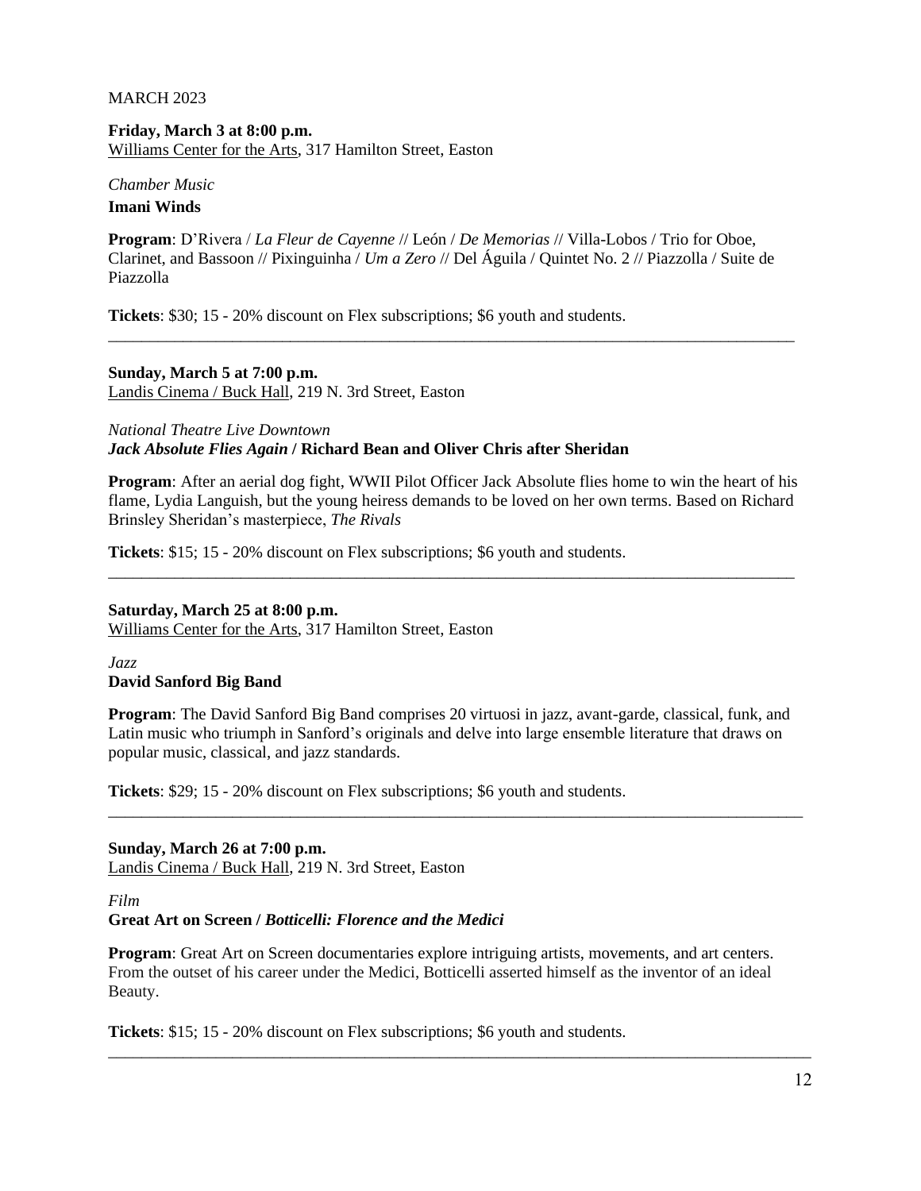MARCH 2023

**Friday, March 3 at 8:00 p.m.**
Williams Center for the Arts, 317 Hamilton Street, Easton

*Chamber Music*
**Imani Winds**

**Program**: D'Rivera / *La Fleur de Cayenne* // León / *De Memorias* // Villa-Lobos / Trio for Oboe, Clarinet, and Bassoon // Pixinguinha / *Um a Zero* // Del Águila / Quintet No. 2 // Piazzolla / Suite de Piazzolla

**Tickets**: $30; 15 - 20% discount on Flex subscriptions; $6 youth and students.

---

**Sunday, March 5 at 7:00 p.m.**
Landis Cinema / Buck Hall, 219 N. 3rd Street, Easton

*National Theatre Live Downtown*
***Jack Absolute Flies Again* / Richard Bean and Oliver Chris after Sheridan**

**Program**: After an aerial dog fight, WWII Pilot Officer Jack Absolute flies home to win the heart of his flame, Lydia Languish, but the young heiress demands to be loved on her own terms. Based on Richard Brinsley Sheridan's masterpiece, *The Rivals*

**Tickets**: $15; 15 - 20% discount on Flex subscriptions; $6 youth and students.

---

**Saturday, March 25 at 8:00 p.m.**
Williams Center for the Arts, 317 Hamilton Street, Easton

*Jazz*
**David Sanford Big Band**

**Program**: The David Sanford Big Band comprises 20 virtuosi in jazz, avant-garde, classical, funk, and Latin music who triumph in Sanford's originals and delve into large ensemble literature that draws on popular music, classical, and jazz standards.

**Tickets**: $29; 15 - 20% discount on Flex subscriptions; $6 youth and students.

---

**Sunday, March 26 at 7:00 p.m.**
Landis Cinema / Buck Hall, 219 N. 3rd Street, Easton

*Film*
**Great Art on Screen / *Botticelli: Florence and the Medici***

**Program**: Great Art on Screen documentaries explore intriguing artists, movements, and art centers. From the outset of his career under the Medici, Botticelli asserted himself as the inventor of an ideal Beauty.

**Tickets**: $15; 15 - 20% discount on Flex subscriptions; $6 youth and students.

---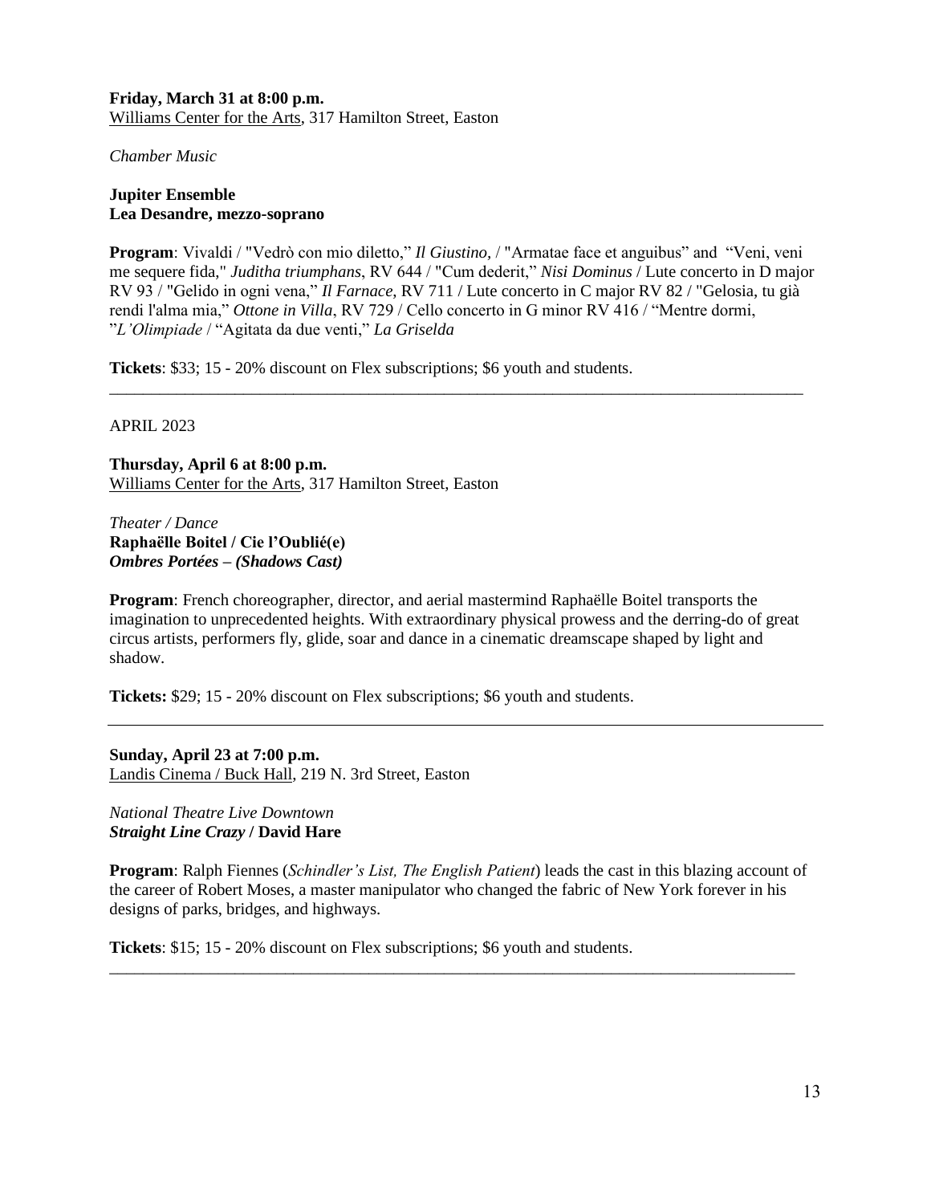**Friday, March 31 at 8:00 p.m.**
Williams Center for the Arts, 317 Hamilton Street, Easton

*Chamber Music*

**Jupiter Ensemble**
**Lea Desandre, mezzo-soprano**

**Program**: Vivaldi / "Vedrò con mio diletto," *Il Giustino,* / "Armatae face et anguibus" and "Veni, veni me sequere fida," *Juditha triumphans*, RV 644 / "Cum dederit," *Nisi Dominus* / Lute concerto in D major RV 93 / "Gelido in ogni vena," *Il Farnace,* RV 711 / Lute concerto in C major RV 82 / "Gelosia, tu già rendi l'alma mia," *Ottone in Villa*, RV 729 / Cello concerto in G minor RV 416 / "Mentre dormi, "*L'Olimpiade* / "Agitata da due venti," *La Griselda*

**Tickets**: $33; 15 - 20% discount on Flex subscriptions; $6 youth and students.

---

APRIL 2023

**Thursday, April 6 at 8:00 p.m.**
Williams Center for the Arts, 317 Hamilton Street, Easton

*Theater / Dance*
**Raphaëlle Boitel / Cie l'Oublié(e)**
***Ombres Portées – (Shadows Cast)***

**Program**: French choreographer, director, and aerial mastermind Raphaëlle Boitel transports the imagination to unprecedented heights. With extraordinary physical prowess and the derring-do of great circus artists, performers fly, glide, soar and dance in a cinematic dreamscape shaped by light and shadow.

**Tickets:** $29; 15 - 20% discount on Flex subscriptions; $6 youth and students.

---

**Sunday, April 23 at 7:00 p.m.**
Landis Cinema / Buck Hall, 219 N. 3rd Street, Easton

*National Theatre Live Downtown*
***Straight Line Crazy* / David Hare**

**Program**: Ralph Fiennes (*Schindler's List, The English Patient*) leads the cast in this blazing account of the career of Robert Moses, a master manipulator who changed the fabric of New York forever in his designs of parks, bridges, and highways.

**Tickets**: $15; 15 - 20% discount on Flex subscriptions; $6 youth and students.

---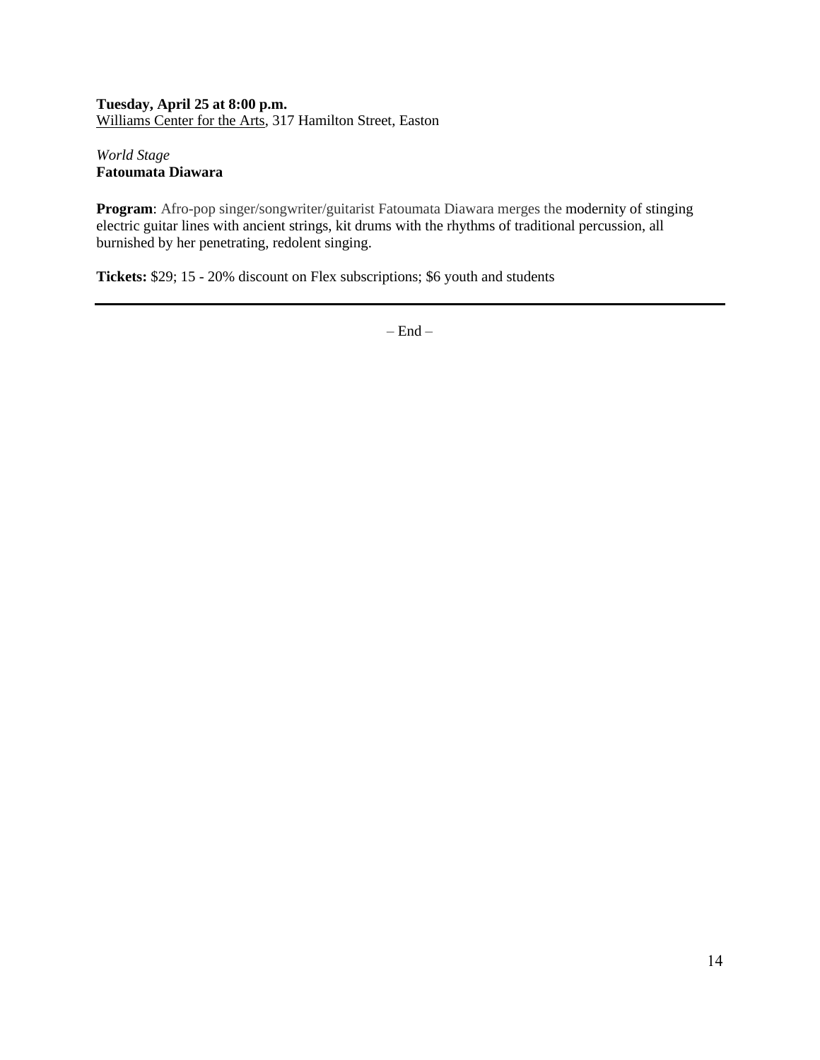**Tuesday, April 25 at 8:00 p.m.**
Williams Center for the Arts, 317 Hamilton Street, Easton

*World Stage*
**Fatoumata Diawara**

**Program**: Afro-pop singer/songwriter/guitarist Fatoumata Diawara merges the modernity of stinging electric guitar lines with ancient strings, kit drums with the rhythms of traditional percussion, all burnished by her penetrating, redolent singing.

**Tickets:** $29; 15 - 20% discount on Flex subscriptions; $6 youth and students

---

– End –